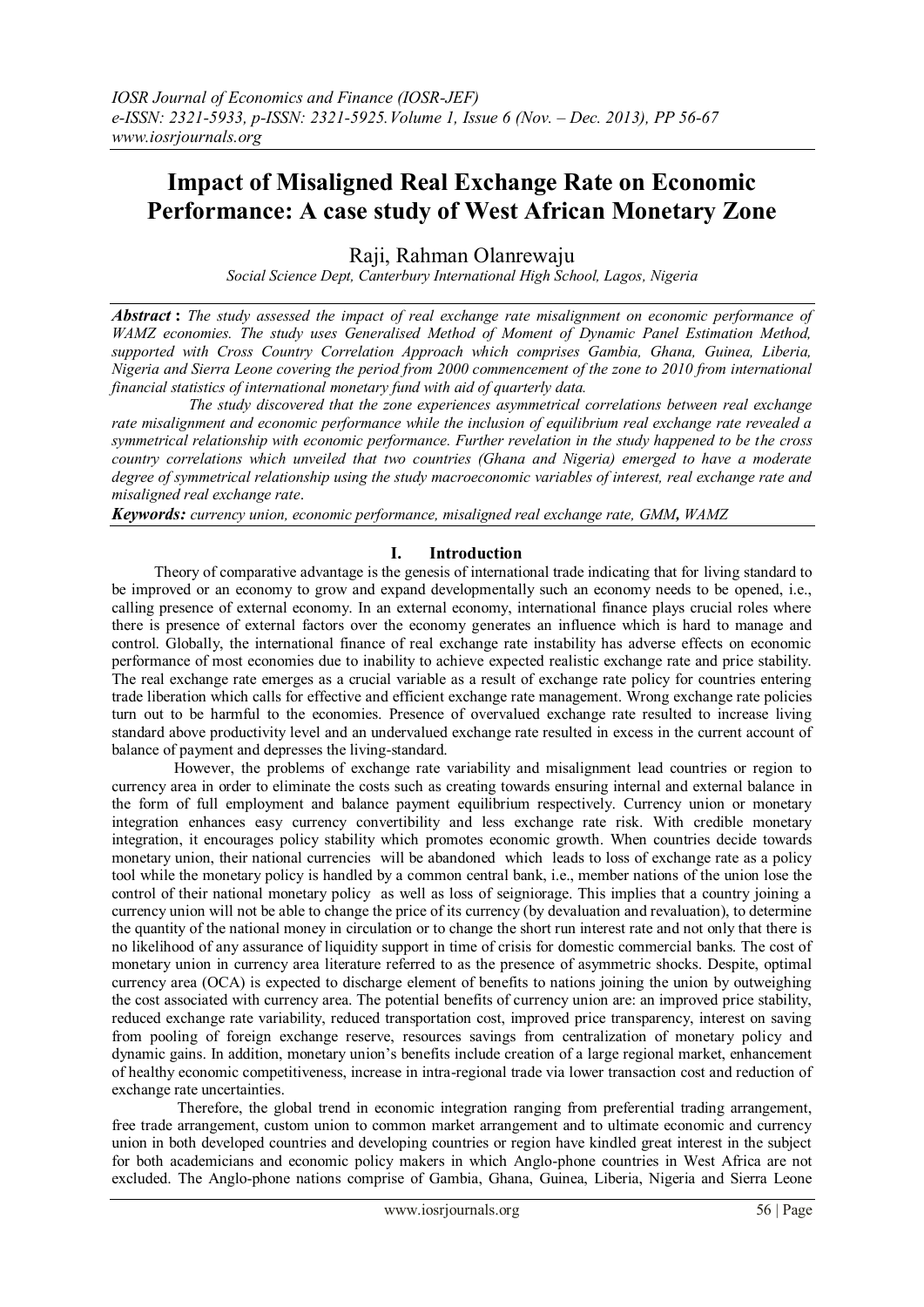# Impact of Misaligned Real Exchange Rate on Economic Performance: A case study of West African Monetary Zone

Raji, Rahman Olanrewaju

*Social Science Dept, Canterbury International High School, Lagos, Nigeria*

***Abstract*** **:** *The study assessed the impact of real exchange rate misalignment on economic performance of WAMZ economies. The study uses Generalised Method of Moment of Dynamic Panel Estimation Method, supported with Cross Country Correlation Approach which comprises Gambia, Ghana, Guinea, Liberia, Nigeria and Sierra Leone covering the period from 2000 commencement of the zone to 2010 from international financial statistics of international monetary fund with aid of quarterly data.*

*The study discovered that the zone experiences asymmetrical correlations between real exchange rate misalignment and economic performance while the inclusion of equilibrium real exchange rate revealed a symmetrical relationship with economic performance. Further revelation in the study happened to be the cross country correlations which unveiled that two countries (Ghana and Nigeria) emerged to have a moderate degree of symmetrical relationship using the study macroeconomic variables of interest, real exchange rate and misaligned real exchange rate.*

***Keywords:*** *currency union, economic performance, misaligned real exchange rate, GMM,* ***WAMZ***

## I. Introduction

Theory of comparative advantage is the genesis of international trade indicating that for living standard to be improved or an economy to grow and expand developmentally such an economy needs to be opened, i.e., calling presence of external economy. In an external economy, international finance plays crucial roles where there is presence of external factors over the economy generates an influence which is hard to manage and control. Globally, the international finance of real exchange rate instability has adverse effects on economic performance of most economies due to inability to achieve expected realistic exchange rate and price stability. The real exchange rate emerges as a crucial variable as a result of exchange rate policy for countries entering trade liberation which calls for effective and efficient exchange rate management. Wrong exchange rate policies turn out to be harmful to the economies. Presence of overvalued exchange rate resulted to increase living standard above productivity level and an undervalued exchange rate resulted in excess in the current account of balance of payment and depresses the living-standard.

However, the problems of exchange rate variability and misalignment lead countries or region to currency area in order to eliminate the costs such as creating towards ensuring internal and external balance in the form of full employment and balance payment equilibrium respectively. Currency union or monetary integration enhances easy currency convertibility and less exchange rate risk. With credible monetary integration, it encourages policy stability which promotes economic growth. When countries decide towards monetary union, their national currencies will be abandoned which leads to loss of exchange rate as a policy tool while the monetary policy is handled by a common central bank, i.e., member nations of the union lose the control of their national monetary policy as well as loss of seigniorage. This implies that a country joining a currency union will not be able to change the price of its currency (by devaluation and revaluation), to determine the quantity of the national money in circulation or to change the short run interest rate and not only that there is no likelihood of any assurance of liquidity support in time of crisis for domestic commercial banks. The cost of monetary union in currency area literature referred to as the presence of asymmetric shocks. Despite, optimal currency area (OCA) is expected to discharge element of benefits to nations joining the union by outweighing the cost associated with currency area. The potential benefits of currency union are: an improved price stability, reduced exchange rate variability, reduced transportation cost, improved price transparency, interest on saving from pooling of foreign exchange reserve, resources savings from centralization of monetary policy and dynamic gains. In addition, monetary union's benefits include creation of a large regional market, enhancement of healthy economic competitiveness, increase in intra-regional trade via lower transaction cost and reduction of exchange rate uncertainties.

Therefore, the global trend in economic integration ranging from preferential trading arrangement, free trade arrangement, custom union to common market arrangement and to ultimate economic and currency union in both developed countries and developing countries or region have kindled great interest in the subject for both academicians and economic policy makers in which Anglo-phone countries in West Africa are not excluded. The Anglo-phone nations comprise of Gambia, Ghana, Guinea, Liberia, Nigeria and Sierra Leone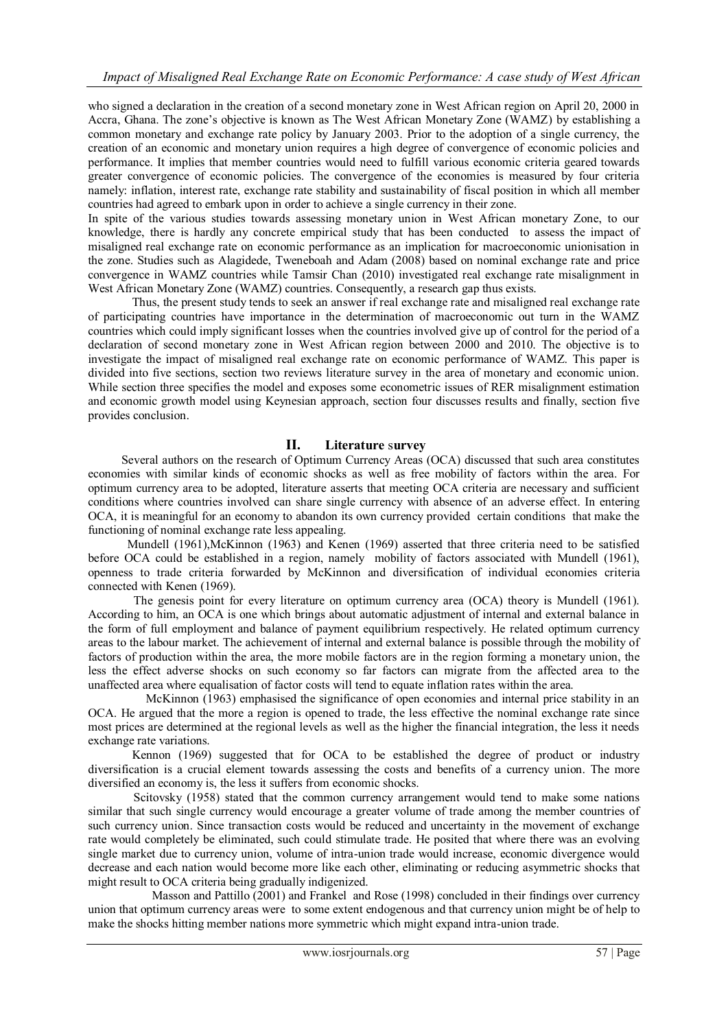who signed a declaration in the creation of a second monetary zone in West African region on April 20, 2000 in Accra, Ghana. The zone's objective is known as The West African Monetary Zone (WAMZ) by establishing a common monetary and exchange rate policy by January 2003. Prior to the adoption of a single currency, the creation of an economic and monetary union requires a high degree of convergence of economic policies and performance. It implies that member countries would need to fulfill various economic criteria geared towards greater convergence of economic policies. The convergence of the economies is measured by four criteria namely: inflation, interest rate, exchange rate stability and sustainability of fiscal position in which all member countries had agreed to embark upon in order to achieve a single currency in their zone.

In spite of the various studies towards assessing monetary union in West African monetary Zone, to our knowledge, there is hardly any concrete empirical study that has been conducted to assess the impact of misaligned real exchange rate on economic performance as an implication for macroeconomic unionisation in the zone. Studies such as Alagidede, Tweneboah and Adam (2008) based on nominal exchange rate and price convergence in WAMZ countries while Tamsir Chan (2010) investigated real exchange rate misalignment in West African Monetary Zone (WAMZ) countries. Consequently, a research gap thus exists.

Thus, the present study tends to seek an answer if real exchange rate and misaligned real exchange rate of participating countries have importance in the determination of macroeconomic out turn in the WAMZ countries which could imply significant losses when the countries involved give up of control for the period of a declaration of second monetary zone in West African region between 2000 and 2010. The objective is to investigate the impact of misaligned real exchange rate on economic performance of WAMZ. This paper is divided into five sections, section two reviews literature survey in the area of monetary and economic union. While section three specifies the model and exposes some econometric issues of RER misalignment estimation and economic growth model using Keynesian approach, section four discusses results and finally, section five provides conclusion.

## II. Literature survey

Several authors on the research of Optimum Currency Areas (OCA) discussed that such area constitutes economies with similar kinds of economic shocks as well as free mobility of factors within the area. For optimum currency area to be adopted, literature asserts that meeting OCA criteria are necessary and sufficient conditions where countries involved can share single currency with absence of an adverse effect. In entering OCA, it is meaningful for an economy to abandon its own currency provided certain conditions that make the functioning of nominal exchange rate less appealing.

Mundell (1961),McKinnon (1963) and Kenen (1969) asserted that three criteria need to be satisfied before OCA could be established in a region, namely mobility of factors associated with Mundell (1961), openness to trade criteria forwarded by McKinnon and diversification of individual economies criteria connected with Kenen (1969).

The genesis point for every literature on optimum currency area (OCA) theory is Mundell (1961). According to him, an OCA is one which brings about automatic adjustment of internal and external balance in the form of full employment and balance of payment equilibrium respectively. He related optimum currency areas to the labour market. The achievement of internal and external balance is possible through the mobility of factors of production within the area, the more mobile factors are in the region forming a monetary union, the less the effect adverse shocks on such economy so far factors can migrate from the affected area to the unaffected area where equalisation of factor costs will tend to equate inflation rates within the area.

McKinnon (1963) emphasised the significance of open economies and internal price stability in an OCA. He argued that the more a region is opened to trade, the less effective the nominal exchange rate since most prices are determined at the regional levels as well as the higher the financial integration, the less it needs exchange rate variations.

Kennon (1969) suggested that for OCA to be established the degree of product or industry diversification is a crucial element towards assessing the costs and benefits of a currency union. The more diversified an economy is, the less it suffers from economic shocks.

Scitovsky (1958) stated that the common currency arrangement would tend to make some nations similar that such single currency would encourage a greater volume of trade among the member countries of such currency union. Since transaction costs would be reduced and uncertainty in the movement of exchange rate would completely be eliminated, such could stimulate trade. He posited that where there was an evolving single market due to currency union, volume of intra-union trade would increase, economic divergence would decrease and each nation would become more like each other, eliminating or reducing asymmetric shocks that might result to OCA criteria being gradually indigenized.

Masson and Pattillo (2001) and Frankel and Rose (1998) concluded in their findings over currency union that optimum currency areas were to some extent endogenous and that currency union might be of help to make the shocks hitting member nations more symmetric which might expand intra-union trade.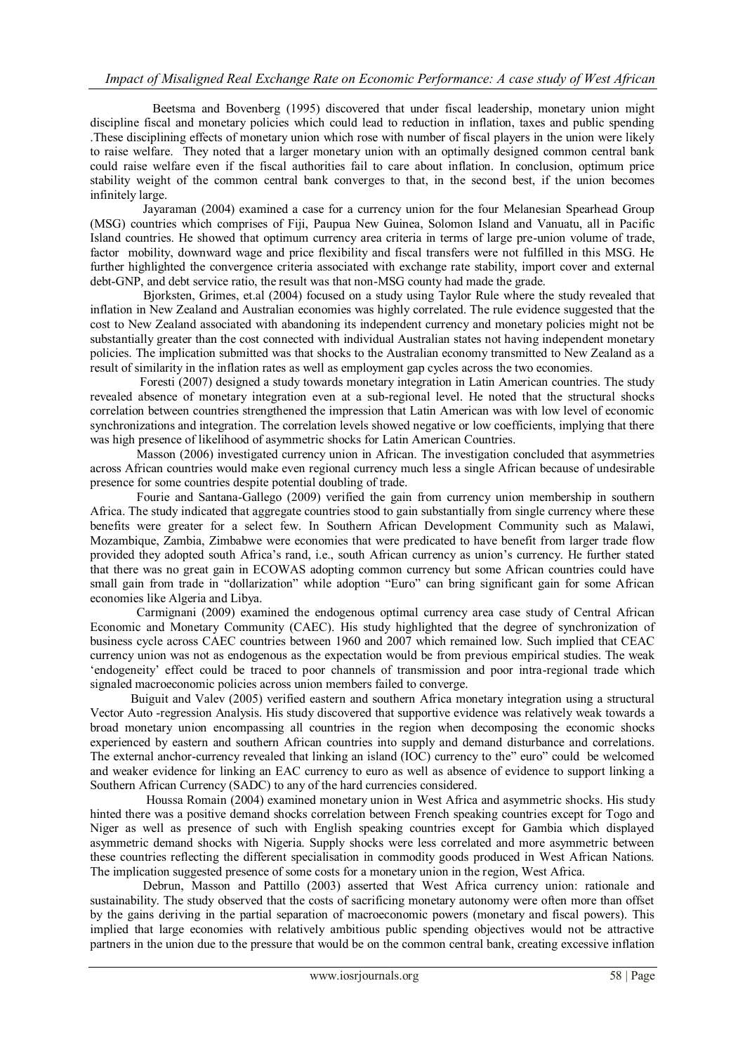Beetsma and Bovenberg (1995) discovered that under fiscal leadership, monetary union might discipline fiscal and monetary policies which could lead to reduction in inflation, taxes and public spending .These disciplining effects of monetary union which rose with number of fiscal players in the union were likely to raise welfare. They noted that a larger monetary union with an optimally designed common central bank could raise welfare even if the fiscal authorities fail to care about inflation. In conclusion, optimum price stability weight of the common central bank converges to that, in the second best, if the union becomes infinitely large.

Jayaraman (2004) examined a case for a currency union for the four Melanesian Spearhead Group (MSG) countries which comprises of Fiji, Paupua New Guinea, Solomon Island and Vanuatu, all in Pacific Island countries. He showed that optimum currency area criteria in terms of large pre-union volume of trade, factor mobility, downward wage and price flexibility and fiscal transfers were not fulfilled in this MSG. He further highlighted the convergence criteria associated with exchange rate stability, import cover and external debt-GNP, and debt service ratio, the result was that non-MSG county had made the grade.

Bjorksten, Grimes, et.al (2004) focused on a study using Taylor Rule where the study revealed that inflation in New Zealand and Australian economies was highly correlated. The rule evidence suggested that the cost to New Zealand associated with abandoning its independent currency and monetary policies might not be substantially greater than the cost connected with individual Australian states not having independent monetary policies. The implication submitted was that shocks to the Australian economy transmitted to New Zealand as a result of similarity in the inflation rates as well as employment gap cycles across the two economies.

Foresti (2007) designed a study towards monetary integration in Latin American countries. The study revealed absence of monetary integration even at a sub-regional level. He noted that the structural shocks correlation between countries strengthened the impression that Latin American was with low level of economic synchronizations and integration. The correlation levels showed negative or low coefficients, implying that there was high presence of likelihood of asymmetric shocks for Latin American Countries.

Masson (2006) investigated currency union in African. The investigation concluded that asymmetries across African countries would make even regional currency much less a single African because of undesirable presence for some countries despite potential doubling of trade.

Fourie and Santana-Gallego (2009) verified the gain from currency union membership in southern Africa. The study indicated that aggregate countries stood to gain substantially from single currency where these benefits were greater for a select few. In Southern African Development Community such as Malawi, Mozambique, Zambia, Zimbabwe were economies that were predicated to have benefit from larger trade flow provided they adopted south Africa's rand, i.e., south African currency as union's currency. He further stated that there was no great gain in ECOWAS adopting common currency but some African countries could have small gain from trade in "dollarization" while adoption "Euro" can bring significant gain for some African economies like Algeria and Libya.

Carmignani (2009) examined the endogenous optimal currency area case study of Central African Economic and Monetary Community (CAEC). His study highlighted that the degree of synchronization of business cycle across CAEC countries between 1960 and 2007 which remained low. Such implied that CEAC currency union was not as endogenous as the expectation would be from previous empirical studies. The weak 'endogeneity' effect could be traced to poor channels of transmission and poor intra-regional trade which signaled macroeconomic policies across union members failed to converge.

Buiguit and Valev (2005) verified eastern and southern Africa monetary integration using a structural Vector Auto -regression Analysis. His study discovered that supportive evidence was relatively weak towards a broad monetary union encompassing all countries in the region when decomposing the economic shocks experienced by eastern and southern African countries into supply and demand disturbance and correlations. The external anchor-currency revealed that linking an island (IOC) currency to the" euro" could be welcomed and weaker evidence for linking an EAC currency to euro as well as absence of evidence to support linking a Southern African Currency (SADC) to any of the hard currencies considered.

Houssa Romain (2004) examined monetary union in West Africa and asymmetric shocks. His study hinted there was a positive demand shocks correlation between French speaking countries except for Togo and Niger as well as presence of such with English speaking countries except for Gambia which displayed asymmetric demand shocks with Nigeria. Supply shocks were less correlated and more asymmetric between these countries reflecting the different specialisation in commodity goods produced in West African Nations. The implication suggested presence of some costs for a monetary union in the region, West Africa.

Debrun, Masson and Pattillo (2003) asserted that West Africa currency union: rationale and sustainability. The study observed that the costs of sacrificing monetary autonomy were often more than offset by the gains deriving in the partial separation of macroeconomic powers (monetary and fiscal powers). This implied that large economies with relatively ambitious public spending objectives would not be attractive partners in the union due to the pressure that would be on the common central bank, creating excessive inflation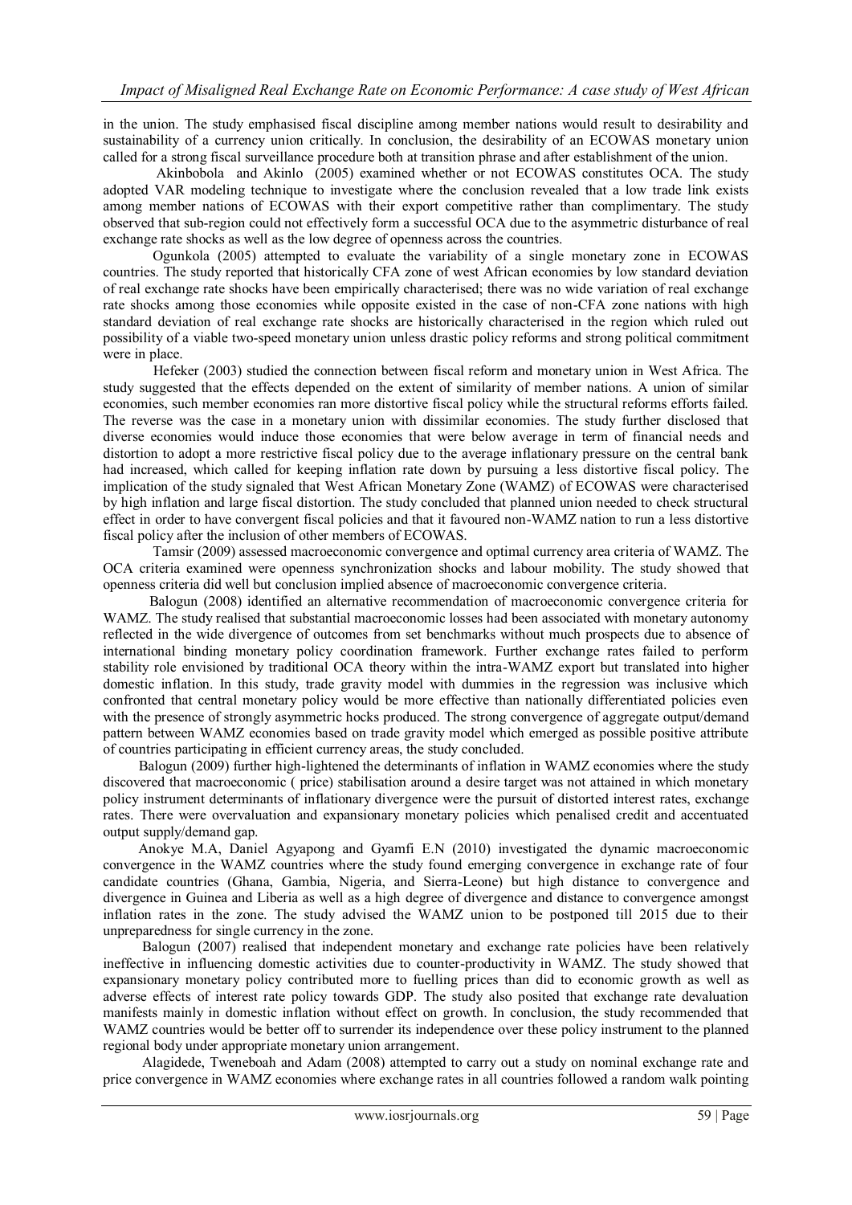in the union. The study emphasised fiscal discipline among member nations would result to desirability and sustainability of a currency union critically. In conclusion, the desirability of an ECOWAS monetary union called for a strong fiscal surveillance procedure both at transition phrase and after establishment of the union.

Akinbobola and Akinlo (2005) examined whether or not ECOWAS constitutes OCA. The study adopted VAR modeling technique to investigate where the conclusion revealed that a low trade link exists among member nations of ECOWAS with their export competitive rather than complimentary. The study observed that sub-region could not effectively form a successful OCA due to the asymmetric disturbance of real exchange rate shocks as well as the low degree of openness across the countries.

Ogunkola (2005) attempted to evaluate the variability of a single monetary zone in ECOWAS countries. The study reported that historically CFA zone of west African economies by low standard deviation of real exchange rate shocks have been empirically characterised; there was no wide variation of real exchange rate shocks among those economies while opposite existed in the case of non-CFA zone nations with high standard deviation of real exchange rate shocks are historically characterised in the region which ruled out possibility of a viable two-speed monetary union unless drastic policy reforms and strong political commitment were in place.

Hefeker (2003) studied the connection between fiscal reform and monetary union in West Africa. The study suggested that the effects depended on the extent of similarity of member nations. A union of similar economies, such member economies ran more distortive fiscal policy while the structural reforms efforts failed. The reverse was the case in a monetary union with dissimilar economies. The study further disclosed that diverse economies would induce those economies that were below average in term of financial needs and distortion to adopt a more restrictive fiscal policy due to the average inflationary pressure on the central bank had increased, which called for keeping inflation rate down by pursuing a less distortive fiscal policy. The implication of the study signaled that West African Monetary Zone (WAMZ) of ECOWAS were characterised by high inflation and large fiscal distortion. The study concluded that planned union needed to check structural effect in order to have convergent fiscal policies and that it favoured non-WAMZ nation to run a less distortive fiscal policy after the inclusion of other members of ECOWAS.

Tamsir (2009) assessed macroeconomic convergence and optimal currency area criteria of WAMZ. The OCA criteria examined were openness synchronization shocks and labour mobility. The study showed that openness criteria did well but conclusion implied absence of macroeconomic convergence criteria.

Balogun (2008) identified an alternative recommendation of macroeconomic convergence criteria for WAMZ. The study realised that substantial macroeconomic losses had been associated with monetary autonomy reflected in the wide divergence of outcomes from set benchmarks without much prospects due to absence of international binding monetary policy coordination framework. Further exchange rates failed to perform stability role envisioned by traditional OCA theory within the intra-WAMZ export but translated into higher domestic inflation. In this study, trade gravity model with dummies in the regression was inclusive which confronted that central monetary policy would be more effective than nationally differentiated policies even with the presence of strongly asymmetric hocks produced. The strong convergence of aggregate output/demand pattern between WAMZ economies based on trade gravity model which emerged as possible positive attribute of countries participating in efficient currency areas, the study concluded.

Balogun (2009) further high-lightened the determinants of inflation in WAMZ economies where the study discovered that macroeconomic ( price) stabilisation around a desire target was not attained in which monetary policy instrument determinants of inflationary divergence were the pursuit of distorted interest rates, exchange rates. There were overvaluation and expansionary monetary policies which penalised credit and accentuated output supply/demand gap.

Anokye M.A, Daniel Agyapong and Gyamfi E.N (2010) investigated the dynamic macroeconomic convergence in the WAMZ countries where the study found emerging convergence in exchange rate of four candidate countries (Ghana, Gambia, Nigeria, and Sierra-Leone) but high distance to convergence and divergence in Guinea and Liberia as well as a high degree of divergence and distance to convergence amongst inflation rates in the zone. The study advised the WAMZ union to be postponed till 2015 due to their unpreparedness for single currency in the zone.

Balogun (2007) realised that independent monetary and exchange rate policies have been relatively ineffective in influencing domestic activities due to counter-productivity in WAMZ. The study showed that expansionary monetary policy contributed more to fuelling prices than did to economic growth as well as adverse effects of interest rate policy towards GDP. The study also posited that exchange rate devaluation manifests mainly in domestic inflation without effect on growth. In conclusion, the study recommended that WAMZ countries would be better off to surrender its independence over these policy instrument to the planned regional body under appropriate monetary union arrangement.

Alagidede, Tweneboah and Adam (2008) attempted to carry out a study on nominal exchange rate and price convergence in WAMZ economies where exchange rates in all countries followed a random walk pointing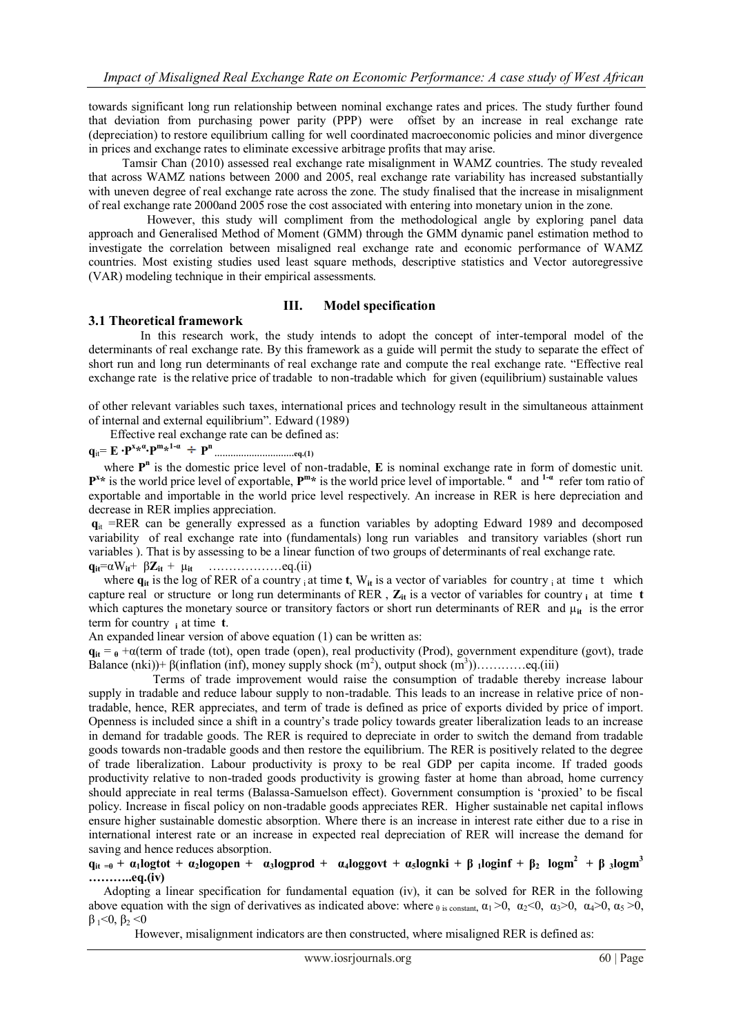towards significant long run relationship between nominal exchange rates and prices. The study further found that deviation from purchasing power parity (PPP) were offset by an increase in real exchange rate (depreciation) to restore equilibrium calling for well coordinated macroeconomic policies and minor divergence in prices and exchange rates to eliminate excessive arbitrage profits that may arise.

Tamsir Chan (2010) assessed real exchange rate misalignment in WAMZ countries. The study revealed that across WAMZ nations between 2000 and 2005, real exchange rate variability has increased substantially with uneven degree of real exchange rate across the zone. The study finalised that the increase in misalignment of real exchange rate 2000and 2005 rose the cost associated with entering into monetary union in the zone.

However, this study will compliment from the methodological angle by exploring panel data approach and Generalised Method of Moment (GMM) through the GMM dynamic panel estimation method to investigate the correlation between misaligned real exchange rate and economic performance of WAMZ countries. Most existing studies used least square methods, descriptive statistics and Vector autoregressive (VAR) modeling technique in their empirical assessments.

## III. Model specification

### 3.1 Theoretical framework

In this research work, the study intends to adopt the concept of inter-temporal model of the determinants of real exchange rate. By this framework as a guide will permit the study to separate the effect of short run and long run determinants of real exchange rate and compute the real exchange rate. "Effective real exchange rate is the relative price of tradable to non-tradable which for given (equilibrium) sustainable values

of other relevant variables such taxes, international prices and technology result in the simultaneous attainment of internal and external equilibrium". Edward (1989)

Effective real exchange rate can be defined as:

$$\mathbf{q_{it} = E \cdot P^{x*\alpha} \cdot P^{m*1-\alpha} \div P^{n}} \text{ ..............................eq.(1)}$$

where $\mathbf{P^n}$ is the domestic price level of non-tradable, **E** is nominal exchange rate in form of domestic unit. $\mathbf{P^{x*}}$ is the world price level of exportable, $\mathbf{P^{m*}}$ is the world price level of importable. $^{\alpha}$ and $^{1-\alpha}$ refer tom ratio of exportable and importable in the world price level respectively. An increase in RER is here depreciation and decrease in RER implies appreciation.

$\mathbf{q_{it}}$ =RER can be generally expressed as a function variables by adopting Edward 1989 and decomposed variability of real exchange rate into (fundamentals) long run variables and transitory variables (short run variables ). That is by assessing to be a linear function of two groups of determinants of real exchange rate.

$$\mathbf{q_{it}} = \alpha \mathbf{W_{it}} + \beta \mathbf{Z_{it}} + \mu_{it} \quad \text{………………eq.(ii)}$$

where $\mathbf{q_{it}}$ is the log of RER of a country $_i$ at time **t**, $\mathbf{W_{it}}$ is a vector of variables for country $_i$ at time t which capture real or structure or long run determinants of RER , $\mathbf{Z_{it}}$ is a vector of variables for country $_i$ at time **t** which captures the monetary source or transitory factors or short run determinants of RER and $\mu_{it}$ is the error term for country $_i$ at time **t**.

An expanded linear version of above equation (1) can be written as:

$$\mathbf{q_{it}} = {}_{\mathbf{0}} + \alpha(\text{term of trade (tot), open trade (open), real productivity (Prod), government expenditure (govt), trade Balance (nki)}) + \beta(\text{inflation (inf), money supply shock } (m^2)\text{, output shock } (m^3)) \text{…………eq.(iii)}$$

Terms of trade improvement would raise the consumption of tradable thereby increase labour supply in tradable and reduce labour supply to non-tradable. This leads to an increase in relative price of non-tradable, hence, RER appreciates, and term of trade is defined as price of exports divided by price of import. Openness is included since a shift in a country's trade policy towards greater liberalization leads to an increase in demand for tradable goods. The RER is required to depreciate in order to switch the demand from tradable goods towards non-tradable goods and then restore the equilibrium. The RER is positively related to the degree of trade liberalization. Labour productivity is proxy to be real GDP per capita income. If traded goods productivity relative to non-traded goods productivity is growing faster at home than abroad, home currency should appreciate in real terms (Balassa-Samuelson effect). Government consumption is 'proxied' to be fiscal policy. Increase in fiscal policy on non-tradable goods appreciates RER. Higher sustainable net capital inflows ensure higher sustainable domestic absorption. Where there is an increase in interest rate either due to a rise in international interest rate or an increase in expected real depreciation of RER will increase the demand for saving and hence reduces absorption.

$$\mathbf{q_{it} = {}_0 + \alpha_1 logtot + \alpha_2 logopen + \alpha_3 logprod + \alpha_4 loggovt + \alpha_5 lognki + \beta_1 loginf + \beta_2 \; logm^2 + \beta_3 logm^3} \text{ ………..eq.(iv)}$$

Adopting a linear specification for fundamental equation (iv), it can be solved for RER in the following above equation with the sign of derivatives as indicated above: where $_0$ is constant, $\alpha_1 > 0$, $\alpha_2 < 0$, $\alpha_3 > 0$, $\alpha_4 > 0$, $\alpha_5 > 0$, $\beta_1 < 0$, $\beta_2 < 0$

However, misalignment indicators are then constructed, where misaligned RER is defined as: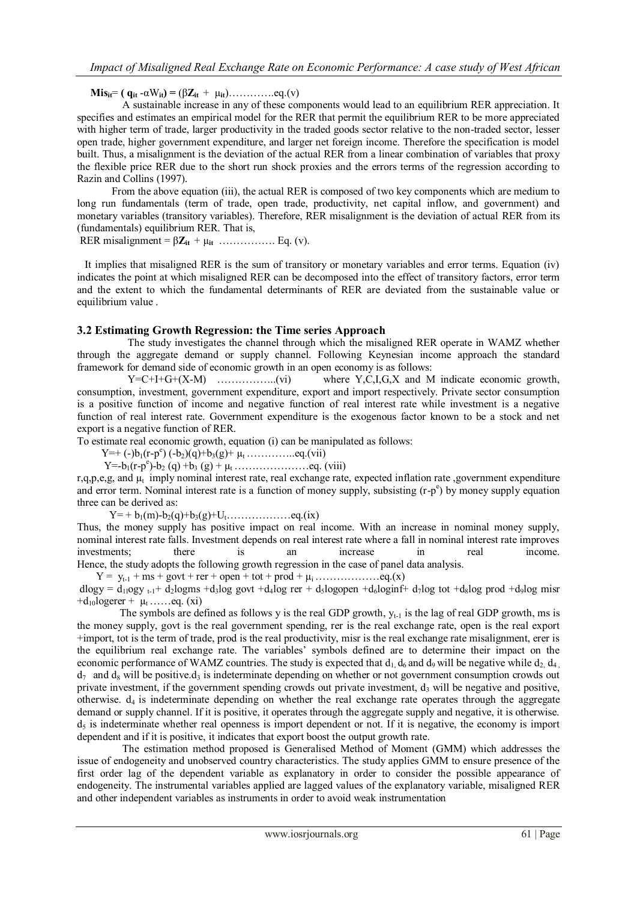**$\mathbf{Mis_{it}} = \mathbf{(}\ \mathbf{q_{it}} - \alpha \mathbf{W_{it}}\mathbf{)} = (\beta \mathbf{Z_{it}} + \mu_{it})$**………….eq.(v)

A sustainable increase in any of these components would lead to an equilibrium RER appreciation. It specifies and estimates an empirical model for the RER that permit the equilibrium RER to be more appreciated with higher term of trade, larger productivity in the traded goods sector relative to the non-traded sector, lesser open trade, higher government expenditure, and larger net foreign income. Therefore the specification is model built. Thus, a misalignment is the deviation of the actual RER from a linear combination of variables that proxy the flexible price RER due to the short run shock proxies and the errors terms of the regression according to Razin and Collins (1997).

From the above equation (iii), the actual RER is composed of two key components which are medium to long run fundamentals (term of trade, open trade, productivity, net capital inflow, and government) and monetary variables (transitory variables). Therefore, RER misalignment is the deviation of actual RER from its (fundamentals) equilibrium RER. That is,

RER misalignment = $\beta \mathbf{Z_{it}} + \mu_{it}$ ……………. Eq. (v).

It implies that misaligned RER is the sum of transitory or monetary variables and error terms. Equation (iv) indicates the point at which misaligned RER can be decomposed into the effect of transitory factors, error term and the extent to which the fundamental determinants of RER are deviated from the sustainable value or equilibrium value .

### 3.2 Estimating Growth Regression: the Time series Approach

The study investigates the channel through which the misaligned RER operate in WAMZ whether through the aggregate demand or supply channel. Following Keynesian income approach the standard framework for demand side of economic growth in an open economy is as follows:

$Y=C+I+G+(X-M)$ ……………..(vi) where Y,C,I,G,X and M indicate economic growth, consumption, investment, government expenditure, export and import respectively. Private sector consumption is a positive function of income and negative function of real interest rate while investment is a negative function of real interest rate. Government expenditure is the exogenous factor known to be a stock and net export is a negative function of RER.

To estimate real economic growth, equation (i) can be manipulated as follows:

$Y=+\ (-)b_1(r-p^e)\ (-b_2)(q)+b_3(g)+\ \mu_t$ …………..eq.(vii)

$Y=-b_1(r-p^e)-b_2\ (q)\ +b_3\ (g) + \mu_t$ …………………eq. (viii)

r,q,p,e,g, and $\mu_t$ imply nominal interest rate, real exchange rate, expected inflation rate ,government expenditure and error term. Nominal interest rate is a function of money supply, subsisting $(r-p^e)$ by money supply equation three can be derived as:

$Y= +\ b_1(m)-b_2(q)+b_3(g)+U_t$………………eq.(ix)

Thus, the money supply has positive impact on real income. With an increase in nominal money supply, nominal interest rate falls. Investment depends on real interest rate where a fall in nominal interest rate improves investments; there is an increase in real income.

Hence, the study adopts the following growth regression in the case of panel data analysis.

$Y = y_{t-1} + ms + govt + rer + open + tot + prod + \mu_i$ ………………eq.(x)

$dlogy = d_{1l}ogy_{\ t-1} + d_2logms + d_3log\ govt + d_4log\ rer + d_5logopen + d_6loginf + d_7log\ tot + d_8log\ prod + d_9log\ misr + d_{10}logerer + \mu_t$ ……eq. (xi)

The symbols are defined as follows y is the real GDP growth, $y_{t-1}$ is the lag of real GDP growth, ms is the money supply, govt is the real government spending, rer is the real exchange rate, open is the real export +import, tot is the term of trade, prod is the real productivity, misr is the real exchange rate misalignment, erer is the equilibrium real exchange rate. The variables' symbols defined are to determine their impact on the economic performance of WAMZ countries. The study is expected that $d_1$, $d_6$ and $d_9$ will be negative while $d_2$, $d_4$, $d_7$ and $d_8$ will be positive.$d_3$ is indeterminate depending on whether or not government consumption crowds out private investment, if the government spending crowds out private investment, $d_3$ will be negative and positive, otherwise. $d_4$ is indeterminate depending on whether the real exchange rate operates through the aggregate demand or supply channel. If it is positive, it operates through the aggregate supply and negative, it is otherwise. $d_5$ is indeterminate whether real openness is import dependent or not. If it is negative, the economy is import dependent and if it is positive, it indicates that export boost the output growth rate.

The estimation method proposed is Generalised Method of Moment (GMM) which addresses the issue of endogeneity and unobserved country characteristics. The study applies GMM to ensure presence of the first order lag of the dependent variable as explanatory in order to consider the possible appearance of endogeneity. The instrumental variables applied are lagged values of the explanatory variable, misaligned RER and other independent variables as instruments in order to avoid weak instrumentation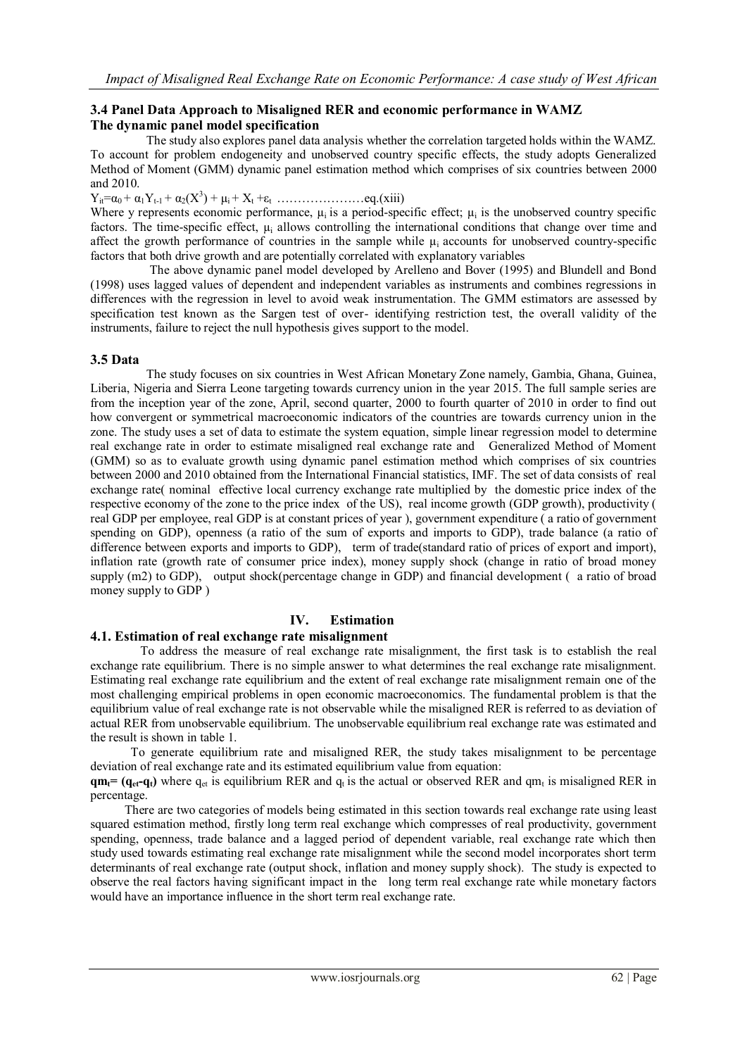### 3.4 Panel Data Approach to Misaligned RER and economic performance in WAMZ

**The dynamic panel model specification**

The study also explores panel data analysis whether the correlation targeted holds within the WAMZ. To account for problem endogeneity and unobserved country specific effects, the study adopts Generalized Method of Moment (GMM) dynamic panel estimation method which comprises of six countries between 2000 and 2010.

$Y_{it}=\alpha_0 + \alpha_1 Y_{t-1} + \alpha_2(X^3) + \mu_i + X_t + \varepsilon_t$ …………………eq.(xiii)

Where y represents economic performance, $\mu_i$ is a period-specific effect; $\mu_i$ is the unobserved country specific factors. The time-specific effect, $\mu_i$ allows controlling the international conditions that change over time and affect the growth performance of countries in the sample while $\mu_i$ accounts for unobserved country-specific factors that both drive growth and are potentially correlated with explanatory variables

The above dynamic panel model developed by Arelleno and Bover (1995) and Blundell and Bond (1998) uses lagged values of dependent and independent variables as instruments and combines regressions in differences with the regression in level to avoid weak instrumentation. The GMM estimators are assessed by specification test known as the Sargen test of over- identifying restriction test, the overall validity of the instruments, failure to reject the null hypothesis gives support to the model.

### 3.5 Data

The study focuses on six countries in West African Monetary Zone namely, Gambia, Ghana, Guinea, Liberia, Nigeria and Sierra Leone targeting towards currency union in the year 2015. The full sample series are from the inception year of the zone, April, second quarter, 2000 to fourth quarter of 2010 in order to find out how convergent or symmetrical macroeconomic indicators of the countries are towards currency union in the zone. The study uses a set of data to estimate the system equation, simple linear regression model to determine real exchange rate in order to estimate misaligned real exchange rate and Generalized Method of Moment (GMM) so as to evaluate growth using dynamic panel estimation method which comprises of six countries between 2000 and 2010 obtained from the International Financial statistics, IMF. The set of data consists of real exchange rate( nominal effective local currency exchange rate multiplied by the domestic price index of the respective economy of the zone to the price index of the US), real income growth (GDP growth), productivity ( real GDP per employee, real GDP is at constant prices of year ), government expenditure ( a ratio of government spending on GDP), openness (a ratio of the sum of exports and imports to GDP), trade balance (a ratio of difference between exports and imports to GDP), term of trade(standard ratio of prices of export and import), inflation rate (growth rate of consumer price index), money supply shock (change in ratio of broad money supply (m2) to GDP), output shock(percentage change in GDP) and financial development ( a ratio of broad money supply to GDP )

## IV. Estimation

### 4.1. Estimation of real exchange rate misalignment

To address the measure of real exchange rate misalignment, the first task is to establish the real exchange rate equilibrium. There is no simple answer to what determines the real exchange rate misalignment. Estimating real exchange rate equilibrium and the extent of real exchange rate misalignment remain one of the most challenging empirical problems in open economic macroeconomics. The fundamental problem is that the equilibrium value of real exchange rate is not observable while the misaligned RER is referred to as deviation of actual RER from unobservable equilibrium. The unobservable equilibrium real exchange rate was estimated and the result is shown in table 1.

To generate equilibrium rate and misaligned RER, the study takes misalignment to be percentage deviation of real exchange rate and its estimated equilibrium value from equation:

$\mathbf{qm_t= (q_{et}-q_t)}$ where $q_{et}$ is equilibrium RER and $q_t$ is the actual or observed RER and $qm_t$ is misaligned RER in percentage.

There are two categories of models being estimated in this section towards real exchange rate using least squared estimation method, firstly long term real exchange which compresses of real productivity, government spending, openness, trade balance and a lagged period of dependent variable, real exchange rate which then study used towards estimating real exchange rate misalignment while the second model incorporates short term determinants of real exchange rate (output shock, inflation and money supply shock). The study is expected to observe the real factors having significant impact in the long term real exchange rate while monetary factors would have an importance influence in the short term real exchange rate.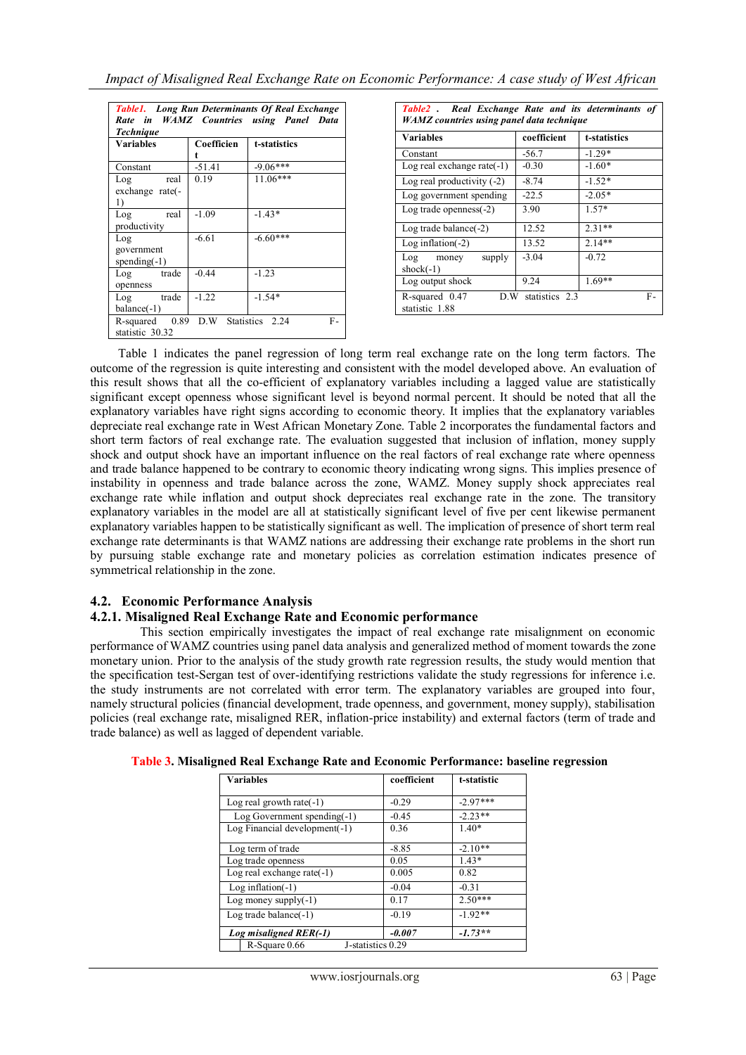**Table1. Long Run Determinants Of Real Exchange Rate in WAMZ Countries using Panel Data Technique**

| Variables | Coefficient | t-statistics |
|---|---|---|
| Constant | -51.41 | -9.06*** |
| Log real exchange rate(-1) | 0.19 | 11.06*** |
| Log real productivity | -1.09 | -1.43* |
| Log government spending(-1) | -6.61 | -6.60*** |
| Log trade openness | -0.44 | -1.23 |
| Log trade balance(-1) | -1.22 | -1.54* |
| R-squared 0.89 D.W Statistics 2.24 F-statistic 30.32 | | |

**Table2 . Real Exchange Rate and its determinants of WAMZ countries using panel data technique**

| Variables | coefficient | t-statistics |
|---|---|---|
| Constant | -56.7 | -1.29* |
| Log real exchange rate(-1) | -0.30 | -1.60* |
| Log real productivity (-2) | -8.74 | -1.52* |
| Log government spending | -22.5 | -2.05* |
| Log trade openness(-2) | 3.90 | 1.57* |
| Log trade balance(-2) | 12.52 | 2.31** |
| Log inflation(-2) | 13.52 | 2.14** |
| Log money supply shock(-1) | -3.04 | -0.72 |
| Log output shock | 9.24 | 1.69** |
| R-squared 0.47 D.W statistics 2.3 F-statistic 1.88 | | |

Table 1 indicates the panel regression of long term real exchange rate on the long term factors. The outcome of the regression is quite interesting and consistent with the model developed above. An evaluation of this result shows that all the co-efficient of explanatory variables including a lagged value are statistically significant except openness whose significant level is beyond normal percent. It should be noted that all the explanatory variables have right signs according to economic theory. It implies that the explanatory variables depreciate real exchange rate in West African Monetary Zone. Table 2 incorporates the fundamental factors and short term factors of real exchange rate. The evaluation suggested that inclusion of inflation, money supply shock and output shock have an important influence on the real factors of real exchange rate where openness and trade balance happened to be contrary to economic theory indicating wrong signs. This implies presence of instability in openness and trade balance across the zone, WAMZ. Money supply shock appreciates real exchange rate while inflation and output shock depreciates real exchange rate in the zone. The transitory explanatory variables in the model are all at statistically significant level of five per cent likewise permanent explanatory variables happen to be statistically significant as well. The implication of presence of short term real exchange rate determinants is that WAMZ nations are addressing their exchange rate problems in the short run by pursuing stable exchange rate and monetary policies as correlation estimation indicates presence of symmetrical relationship in the zone.

## 4.2. Economic Performance Analysis

### 4.2.1. Misaligned Real Exchange Rate and Economic performance

This section empirically investigates the impact of real exchange rate misalignment on economic performance of WAMZ countries using panel data analysis and generalized method of moment towards the zone monetary union. Prior to the analysis of the study growth rate regression results, the study would mention that the specification test-Sergan test of over-identifying restrictions validate the study regressions for inference i.e. the study instruments are not correlated with error term. The explanatory variables are grouped into four, namely structural policies (financial development, trade openness, and government, money supply), stabilisation policies (real exchange rate, misaligned RER, inflation-price instability) and external factors (term of trade and trade balance) as well as lagged of dependent variable.

**Table 3. Misaligned Real Exchange Rate and Economic Performance: baseline regression**

| Variables | coefficient | t-statistic |
|---|---|---|
| Log real growth rate(-1) | -0.29 | -2.97*** |
| Log Government spending(-1) | -0.45 | -2.23** |
| Log Financial development(-1) | 0.36 | 1.40* |
| Log term of trade | -8.85 | -2.10** |
| Log trade openness | 0.05 | 1.43* |
| Log real exchange rate(-1) | 0.005 | 0.82 |
| Log inflation(-1) | -0.04 | -0.31 |
| Log money supply(-1) | 0.17 | 2.50*** |
| Log trade balance(-1) | -0.19 | -1.92** |
| ***Log misaligned RER(-1)*** | ***-0.007*** | ***-1.73**** |
| R-Square 0.66 J-statistics 0.29 | | |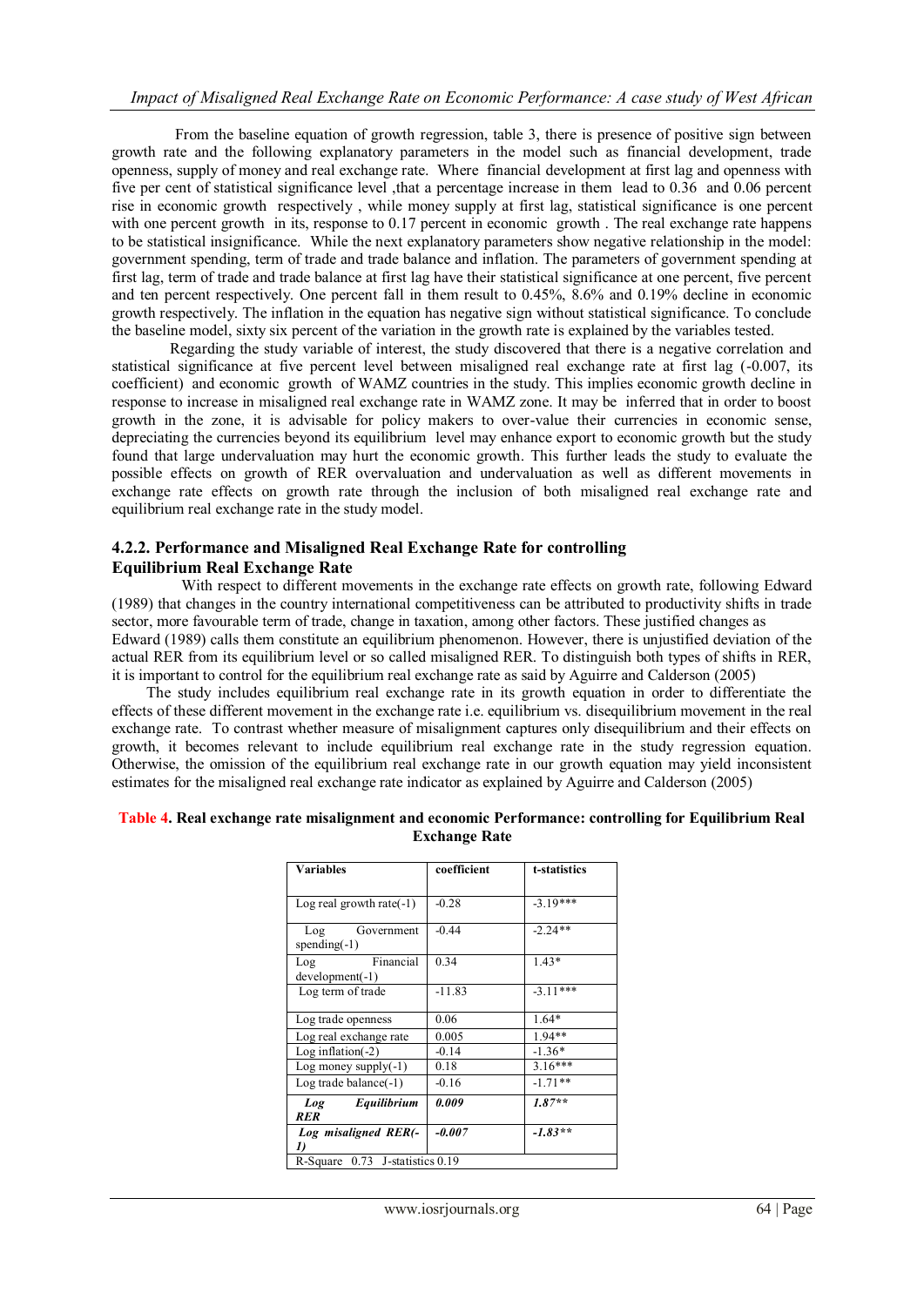From the baseline equation of growth regression, table 3, there is presence of positive sign between growth rate and the following explanatory parameters in the model such as financial development, trade openness, supply of money and real exchange rate. Where financial development at first lag and openness with five per cent of statistical significance level ,that a percentage increase in them lead to 0.36 and 0.06 percent rise in economic growth respectively , while money supply at first lag, statistical significance is one percent with one percent growth in its, response to 0.17 percent in economic growth . The real exchange rate happens to be statistical insignificance. While the next explanatory parameters show negative relationship in the model: government spending, term of trade and trade balance and inflation. The parameters of government spending at first lag, term of trade and trade balance at first lag have their statistical significance at one percent, five percent and ten percent respectively. One percent fall in them result to 0.45%, 8.6% and 0.19% decline in economic growth respectively. The inflation in the equation has negative sign without statistical significance. To conclude the baseline model, sixty six percent of the variation in the growth rate is explained by the variables tested.

Regarding the study variable of interest, the study discovered that there is a negative correlation and statistical significance at five percent level between misaligned real exchange rate at first lag (-0.007, its coefficient) and economic growth of WAMZ countries in the study. This implies economic growth decline in response to increase in misaligned real exchange rate in WAMZ zone. It may be inferred that in order to boost growth in the zone, it is advisable for policy makers to over-value their currencies in economic sense, depreciating the currencies beyond its equilibrium level may enhance export to economic growth but the study found that large undervaluation may hurt the economic growth. This further leads the study to evaluate the possible effects on growth of RER overvaluation and undervaluation as well as different movements in exchange rate effects on growth rate through the inclusion of both misaligned real exchange rate and equilibrium real exchange rate in the study model.

### 4.2.2. Performance and Misaligned Real Exchange Rate for controlling Equilibrium Real Exchange Rate

With respect to different movements in the exchange rate effects on growth rate, following Edward (1989) that changes in the country international competitiveness can be attributed to productivity shifts in trade sector, more favourable term of trade, change in taxation, among other factors. These justified changes as Edward (1989) calls them constitute an equilibrium phenomenon. However, there is unjustified deviation of the actual RER from its equilibrium level or so called misaligned RER. To distinguish both types of shifts in RER, it is important to control for the equilibrium real exchange rate as said by Aguirre and Calderson (2005)

The study includes equilibrium real exchange rate in its growth equation in order to differentiate the effects of these different movement in the exchange rate i.e. equilibrium vs. disequilibrium movement in the real exchange rate. To contrast whether measure of misalignment captures only disequilibrium and their effects on growth, it becomes relevant to include equilibrium real exchange rate in the study regression equation. Otherwise, the omission of the equilibrium real exchange rate in our growth equation may yield inconsistent estimates for the misaligned real exchange rate indicator as explained by Aguirre and Calderson (2005)

**Table 4. Real exchange rate misalignment and economic Performance: controlling for Equilibrium Real Exchange Rate**

| Variables | coefficient | t-statistics |
|---|---|---|
| Log real growth rate(-1) | -0.28 | -3.19*** |
| Log Government spending(-1) | -0.44 | -2.24** |
| Log Financial development(-1) | 0.34 | 1.43* |
| Log term of trade | -11.83 | -3.11*** |
| Log trade openness | 0.06 | 1.64* |
| Log real exchange rate | 0.005 | 1.94** |
| Log inflation(-2) | -0.14 | -1.36* |
| Log money supply(-1) | 0.18 | 3.16*** |
| Log trade balance(-1) | -0.16 | -1.71** |
| ***Log Equilibrium RER*** | ***0.009*** | ***1.87**** |
| ***Log misaligned RER(-1)*** | ***-0.007*** | ***-1.83**** |
| R-Square 0.73 J-statistics 0.19 | | |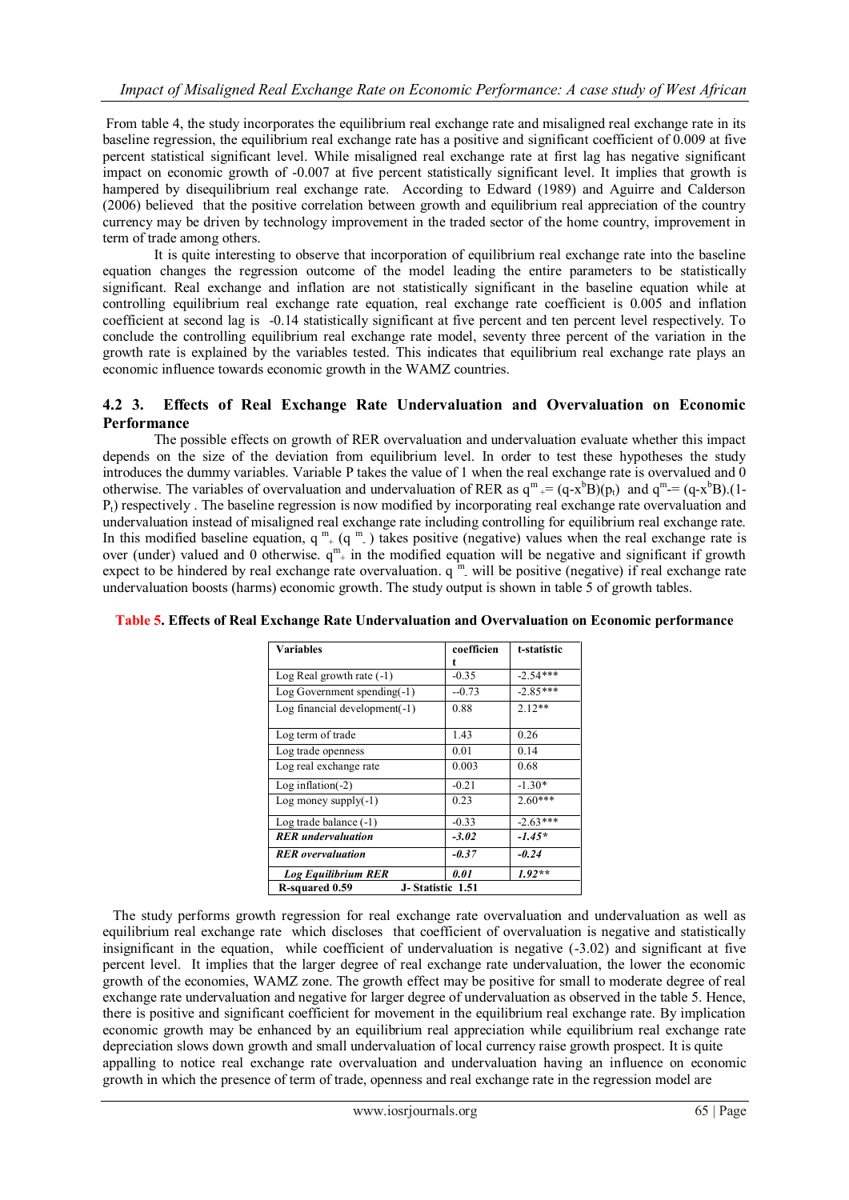From table 4, the study incorporates the equilibrium real exchange rate and misaligned real exchange rate in its baseline regression, the equilibrium real exchange rate has a positive and significant coefficient of 0.009 at five percent statistical significant level. While misaligned real exchange rate at first lag has negative significant impact on economic growth of -0.007 at five percent statistically significant level. It implies that growth is hampered by disequilibrium real exchange rate. According to Edward (1989) and Aguirre and Calderson (2006) believed that the positive correlation between growth and equilibrium real appreciation of the country currency may be driven by technology improvement in the traded sector of the home country, improvement in term of trade among others.

It is quite interesting to observe that incorporation of equilibrium real exchange rate into the baseline equation changes the regression outcome of the model leading the entire parameters to be statistically significant. Real exchange and inflation are not statistically significant in the baseline equation while at controlling equilibrium real exchange rate equation, real exchange rate coefficient is 0.005 and inflation coefficient at second lag is -0.14 statistically significant at five percent and ten percent level respectively. To conclude the controlling equilibrium real exchange rate model, seventy three percent of the variation in the growth rate is explained by the variables tested. This indicates that equilibrium real exchange rate plays an economic influence towards economic growth in the WAMZ countries.

## 4.2 3. Effects of Real Exchange Rate Undervaluation and Overvaluation on Economic Performance

The possible effects on growth of RER overvaluation and undervaluation evaluate whether this impact depends on the size of the deviation from equilibrium level. In order to test these hypotheses the study introduces the dummy variables. Variable P takes the value of 1 when the real exchange rate is overvalued and 0 otherwise. The variables of overvaluation and undervaluation of RER as $q^{m}_{+}= (q-x^{b}B)(p_{t})$ and $q^{m}_{-}= (q-x^{b}B).(1-P_{t})$ respectively . The baseline regression is now modified by incorporating real exchange rate overvaluation and undervaluation instead of misaligned real exchange rate including controlling for equilibrium real exchange rate. In this modified baseline equation, $q^{m}_{+}$ ($q^{m}_{-}$ ) takes positive (negative) values when the real exchange rate is over (under) valued and 0 otherwise. $q^{m}_{+}$ in the modified equation will be negative and significant if growth expect to be hindered by real exchange rate overvaluation. $q^{m}_{-}$ will be positive (negative) if real exchange rate undervaluation boosts (harms) economic growth. The study output is shown in table 5 of growth tables.

**Table 5. Effects of Real Exchange Rate Undervaluation and Overvaluation on Economic performance**

| Variables | coefficient | t-statistic |
|---|---|---|
| Log Real growth rate (-1) | -0.35 | -2.54*** |
| Log Government spending(-1) | --0.73 | -2.85*** |
| Log financial development(-1) | 0.88 | 2.12** |
| Log term of trade | 1.43 | 0.26 |
| Log trade openness | 0.01 | 0.14 |
| Log real exchange rate | 0.003 | 0.68 |
| Log inflation(-2) | -0.21 | -1.30* |
| Log money supply(-1) | 0.23 | 2.60*** |
| Log trade balance (-1) | -0.33 | -2.63*** |
| ***RER undervaluation*** | ***-3.02*** | ***-1.45**** |
| ***RER overvaluation*** | ***-0.37*** | ***-0.24*** |
| ***Log Equilibrium RER*** | ***0.01*** | ***1.92***** |
| **R-squared 0.59** | **J- Statistic 1.51** | |

The study performs growth regression for real exchange rate overvaluation and undervaluation as well as equilibrium real exchange rate which discloses that coefficient of overvaluation is negative and statistically insignificant in the equation, while coefficient of undervaluation is negative (-3.02) and significant at five percent level. It implies that the larger degree of real exchange rate undervaluation, the lower the economic growth of the economies, WAMZ zone. The growth effect may be positive for small to moderate degree of real exchange rate undervaluation and negative for larger degree of undervaluation as observed in the table 5. Hence, there is positive and significant coefficient for movement in the equilibrium real exchange rate. By implication economic growth may be enhanced by an equilibrium real appreciation while equilibrium real exchange rate depreciation slows down growth and small undervaluation of local currency raise growth prospect. It is quite appalling to notice real exchange rate overvaluation and undervaluation having an influence on economic growth in which the presence of term of trade, openness and real exchange rate in the regression model are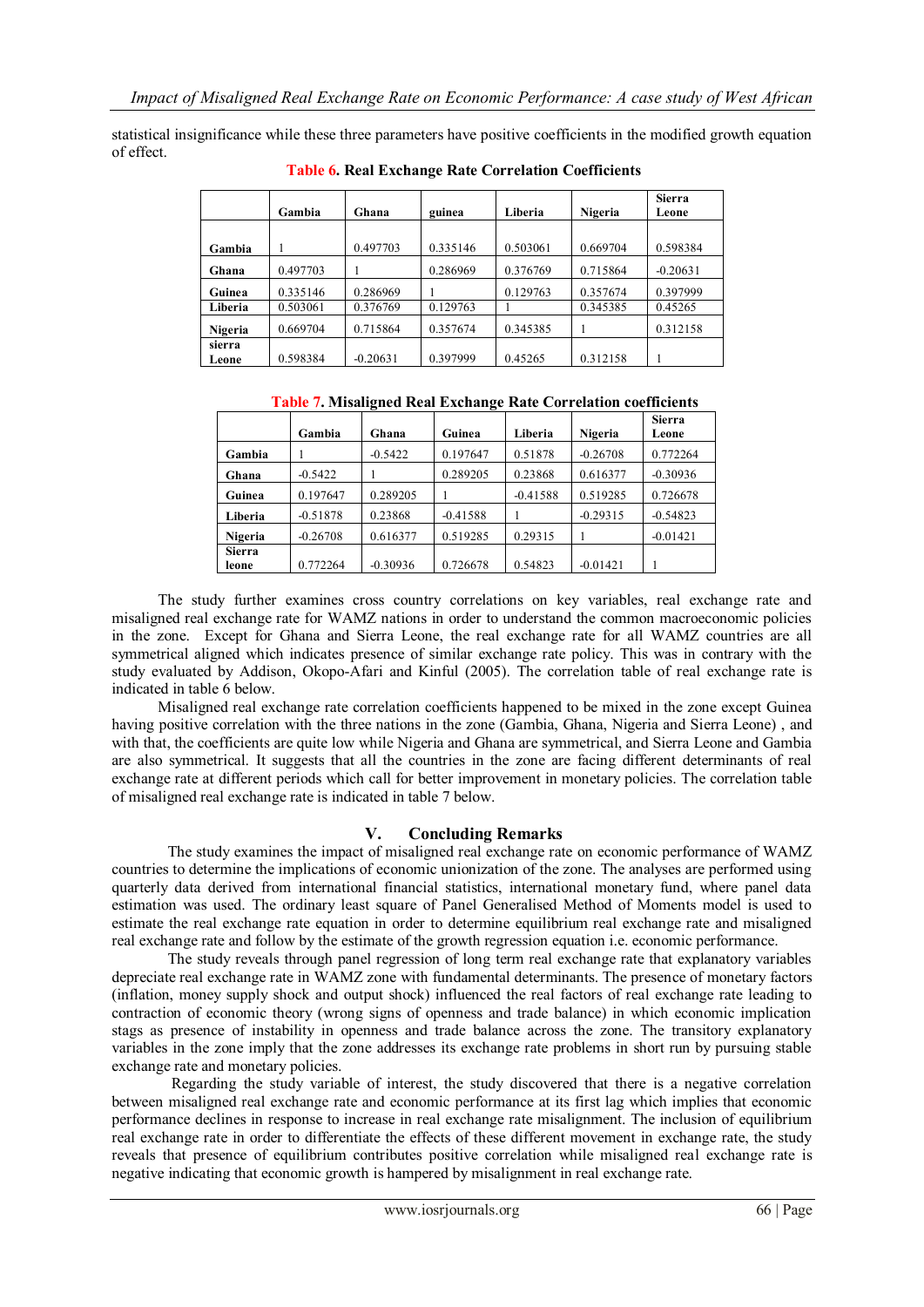statistical insignificance while these three parameters have positive coefficients in the modified growth equation of effect.

**Table 6. Real Exchange Rate Correlation Coefficients**

| | Gambia | Ghana | guinea | Liberia | Nigeria | Sierra Leone |
|---|---|---|---|---|---|---|
| Gambia | 1 | 0.497703 | 0.335146 | 0.503061 | 0.669704 | 0.598384 |
| Ghana | 0.497703 | 1 | 0.286969 | 0.376769 | 0.715864 | -0.20631 |
| Guinea | 0.335146 | 0.286969 | 1 | 0.129763 | 0.357674 | 0.397999 |
| Liberia | 0.503061 | 0.376769 | 0.129763 | 1 | 0.345385 | 0.45265 |
| Nigeria | 0.669704 | 0.715864 | 0.357674 | 0.345385 | 1 | 0.312158 |
| sierra Leone | 0.598384 | -0.20631 | 0.397999 | 0.45265 | 0.312158 | 1 |

**Table 7. Misaligned Real Exchange Rate Correlation coefficients**

| | Gambia | Ghana | Guinea | Liberia | Nigeria | Sierra Leone |
|---|---|---|---|---|---|---|
| Gambia | 1 | -0.5422 | 0.197647 | 0.51878 | -0.26708 | 0.772264 |
| Ghana | -0.5422 | 1 | 0.289205 | 0.23868 | 0.616377 | -0.30936 |
| Guinea | 0.197647 | 0.289205 | 1 | -0.41588 | 0.519285 | 0.726678 |
| Liberia | -0.51878 | 0.23868 | -0.41588 | 1 | -0.29315 | -0.54823 |
| Nigeria | -0.26708 | 0.616377 | 0.519285 | 0.29315 | 1 | -0.01421 |
| Sierra leone | 0.772264 | -0.30936 | 0.726678 | 0.54823 | -0.01421 | 1 |

The study further examines cross country correlations on key variables, real exchange rate and misaligned real exchange rate for WAMZ nations in order to understand the common macroeconomic policies in the zone. Except for Ghana and Sierra Leone, the real exchange rate for all WAMZ countries are all symmetrical aligned which indicates presence of similar exchange rate policy. This was in contrary with the study evaluated by Addison, Okopo-Afari and Kinful (2005). The correlation table of real exchange rate is indicated in table 6 below.

Misaligned real exchange rate correlation coefficients happened to be mixed in the zone except Guinea having positive correlation with the three nations in the zone (Gambia, Ghana, Nigeria and Sierra Leone) , and with that, the coefficients are quite low while Nigeria and Ghana are symmetrical, and Sierra Leone and Gambia are also symmetrical. It suggests that all the countries in the zone are facing different determinants of real exchange rate at different periods which call for better improvement in monetary policies. The correlation table of misaligned real exchange rate is indicated in table 7 below.

## V. Concluding Remarks

The study examines the impact of misaligned real exchange rate on economic performance of WAMZ countries to determine the implications of economic unionization of the zone. The analyses are performed using quarterly data derived from international financial statistics, international monetary fund, where panel data estimation was used. The ordinary least square of Panel Generalised Method of Moments model is used to estimate the real exchange rate equation in order to determine equilibrium real exchange rate and misaligned real exchange rate and follow by the estimate of the growth regression equation i.e. economic performance.

The study reveals through panel regression of long term real exchange rate that explanatory variables depreciate real exchange rate in WAMZ zone with fundamental determinants. The presence of monetary factors (inflation, money supply shock and output shock) influenced the real factors of real exchange rate leading to contraction of economic theory (wrong signs of openness and trade balance) in which economic implication stags as presence of instability in openness and trade balance across the zone. The transitory explanatory variables in the zone imply that the zone addresses its exchange rate problems in short run by pursuing stable exchange rate and monetary policies.

Regarding the study variable of interest, the study discovered that there is a negative correlation between misaligned real exchange rate and economic performance at its first lag which implies that economic performance declines in response to increase in real exchange rate misalignment. The inclusion of equilibrium real exchange rate in order to differentiate the effects of these different movement in exchange rate, the study reveals that presence of equilibrium contributes positive correlation while misaligned real exchange rate is negative indicating that economic growth is hampered by misalignment in real exchange rate.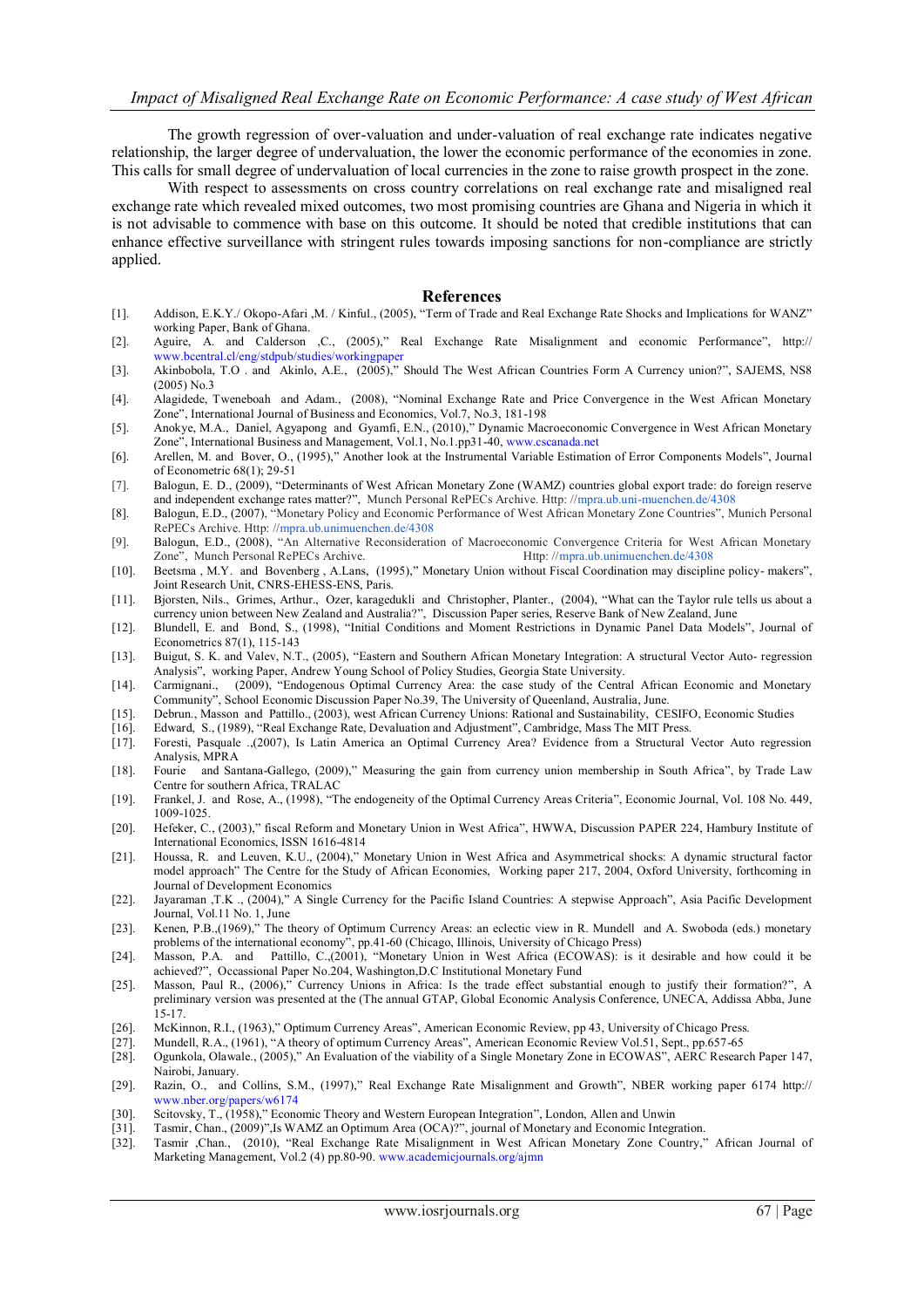The growth regression of over-valuation and under-valuation of real exchange rate indicates negative relationship, the larger degree of undervaluation, the lower the economic performance of the economies in zone. This calls for small degree of undervaluation of local currencies in the zone to raise growth prospect in the zone.

With respect to assessments on cross country correlations on real exchange rate and misaligned real exchange rate which revealed mixed outcomes, two most promising countries are Ghana and Nigeria in which it is not advisable to commence with base on this outcome. It should be noted that credible institutions that can enhance effective surveillance with stringent rules towards imposing sanctions for non-compliance are strictly applied.

## References

[1]. Addison, E.K.Y./ Okopo-Afari ,M. / Kinful., (2005), "Term of Trade and Real Exchange Rate Shocks and Implications for WANZ" working Paper, Bank of Ghana.

[2]. Aguire, A. and Calderson ,C., (2005)," Real Exchange Rate Misalignment and economic Performance", http:// www.bcentral.cl/eng/stdpub/studies/workingpaper

[3]. Akinbobola, T.O . and Akinlo, A.E., (2005)," Should The West African Countries Form A Currency union?", SAJEMS, NS8 (2005) No.3

[4]. Alagidede, Tweneboah and Adam., (2008), "Nominal Exchange Rate and Price Convergence in the West African Monetary Zone", International Journal of Business and Economics, Vol.7, No.3, 181-198

[5]. Anokye, M.A., Daniel, Agyapong and Gyamfi, E.N., (2010)," Dynamic Macroeconomic Convergence in West African Monetary Zone", International Business and Management, Vol.1, No.1.pp31-40, www.cscanada.net

[6]. Arellen, M. and Bover, O., (1995)," Another look at the Instrumental Variable Estimation of Error Components Models", Journal of Econometric 68(1); 29-51

[7]. Balogun, E. D., (2009), "Determinants of West African Monetary Zone (WAMZ) countries global export trade: do foreign reserve and independent exchange rates matter?", Munch Personal RePECs Archive. Http: //mpra.ub.uni-muenchen.de/4308

[8]. Balogun, E.D., (2007), "Monetary Policy and Economic Performance of West African Monetary Zone Countries", Munich Personal RePECs Archive. Http: //mpra.ub.unimuenchen.de/4308

[9]. Balogun, E.D., (2008), "An Alternative Reconsideration of Macroeconomic Convergence Criteria for West African Monetary Zone", Munch Personal RePECs Archive. Http: //mpra.ub.unimuenchen.de/4308

[10]. Beetsma , M.Y. and Bovenberg , A.Lans, (1995)," Monetary Union without Fiscal Coordination may discipline policy- makers", Joint Research Unit, CNRS-EHESS-ENS, Paris.

[11]. Bjorsten, Nils., Grimes, Arthur., Ozer, karagedukli and Christopher, Planter., (2004), "What can the Taylor rule tells us about a currency union between New Zealand and Australia?", Discussion Paper series, Reserve Bank of New Zealand, June

[12]. Blundell, E. and Bond, S., (1998), "Initial Conditions and Moment Restrictions in Dynamic Panel Data Models", Journal of Econometrics 87(1), 115-143

[13]. Buigut, S. K. and Valev, N.T., (2005), "Eastern and Southern African Monetary Integration: A structural Vector Auto- regression Analysis", working Paper, Andrew Young School of Policy Studies, Georgia State University.

[14]. Carmignani., (2009), "Endogenous Optimal Currency Area: the case study of the Central African Economic and Monetary Community", School Economic Discussion Paper No.39, The University of Queenland, Australia, June.

[15]. Debrun., Masson and Pattillo., (2003), west African Currency Unions: Rational and Sustainability, CESIFO, Economic Studies

[16]. Edward, S., (1989), "Real Exchange Rate, Devaluation and Adjustment", Cambridge, Mass The MIT Press.

[17]. Foresti, Pasquale .,(2007), Is Latin America an Optimal Currency Area? Evidence from a Structural Vector Auto regression Analysis, MPRA

[18]. Fourie and Santana-Gallego, (2009)," Measuring the gain from currency union membership in South Africa", by Trade Law Centre for southern Africa, TRALAC

[19]. Frankel, J. and Rose, A., (1998), "The endogeneity of the Optimal Currency Areas Criteria", Economic Journal, Vol. 108 No. 449, 1009-1025.

[20]. Hefeker, C., (2003)," fiscal Reform and Monetary Union in West Africa", HWWA, Discussion PAPER 224, Hambury Institute of International Economics, ISSN 1616-4814

[21]. Houssa, R. and Leuven, K.U., (2004)," Monetary Union in West Africa and Asymmetrical shocks: A dynamic structural factor model approach" The Centre for the Study of African Economies, Working paper 217, 2004, Oxford University, forthcoming in Journal of Development Economics

[22]. Jayaraman ,T.K ., (2004)," A Single Currency for the Pacific Island Countries: A stepwise Approach", Asia Pacific Development Journal, Vol.11 No. 1, June

[23]. Kenen, P.B.,(1969)," The theory of Optimum Currency Areas: an eclectic view in R. Mundell and A. Swoboda (eds.) monetary problems of the international economy", pp.41-60 (Chicago, Illinois, University of Chicago Press)

[24]. Masson, P.A. and Pattillo, C.,(2001), "Monetary Union in West Africa (ECOWAS): is it desirable and how could it be achieved?", Occassional Paper No.204, Washington,D.C Institutional Monetary Fund

[25]. Masson, Paul R., (2006)," Currency Unions in Africa: Is the trade effect substantial enough to justify their formation?", A preliminary version was presented at the (The annual GTAP, Global Economic Analysis Conference, UNECA, Addissa Abba, June 15-17.

[26]. McKinnon, R.I., (1963)," Optimum Currency Areas", American Economic Review, pp 43, University of Chicago Press.

[27]. Mundell, R.A., (1961), "A theory of optimum Currency Areas", American Economic Review Vol.51, Sept., pp.657-65

[28]. Ogunkola, Olawale., (2005)," An Evaluation of the viability of a Single Monetary Zone in ECOWAS", AERC Research Paper 147, Nairobi, January.

[29]. Razin, O., and Collins, S.M., (1997)," Real Exchange Rate Misalignment and Growth", NBER working paper 6174 http:// www.nber.org/papers/w6174

[30]. Scitovsky, T., (1958)," Economic Theory and Western European Integration", London, Allen and Unwin

[31]. Tasmir, Chan., (2009)",Is WAMZ an Optimum Area (OCA)?", journal of Monetary and Economic Integration.

[32]. Tasmir ,Chan., (2010), "Real Exchange Rate Misalignment in West African Monetary Zone Country," African Journal of Marketing Management, Vol.2 (4) pp.80-90. www.academicjournals.org/ajmn